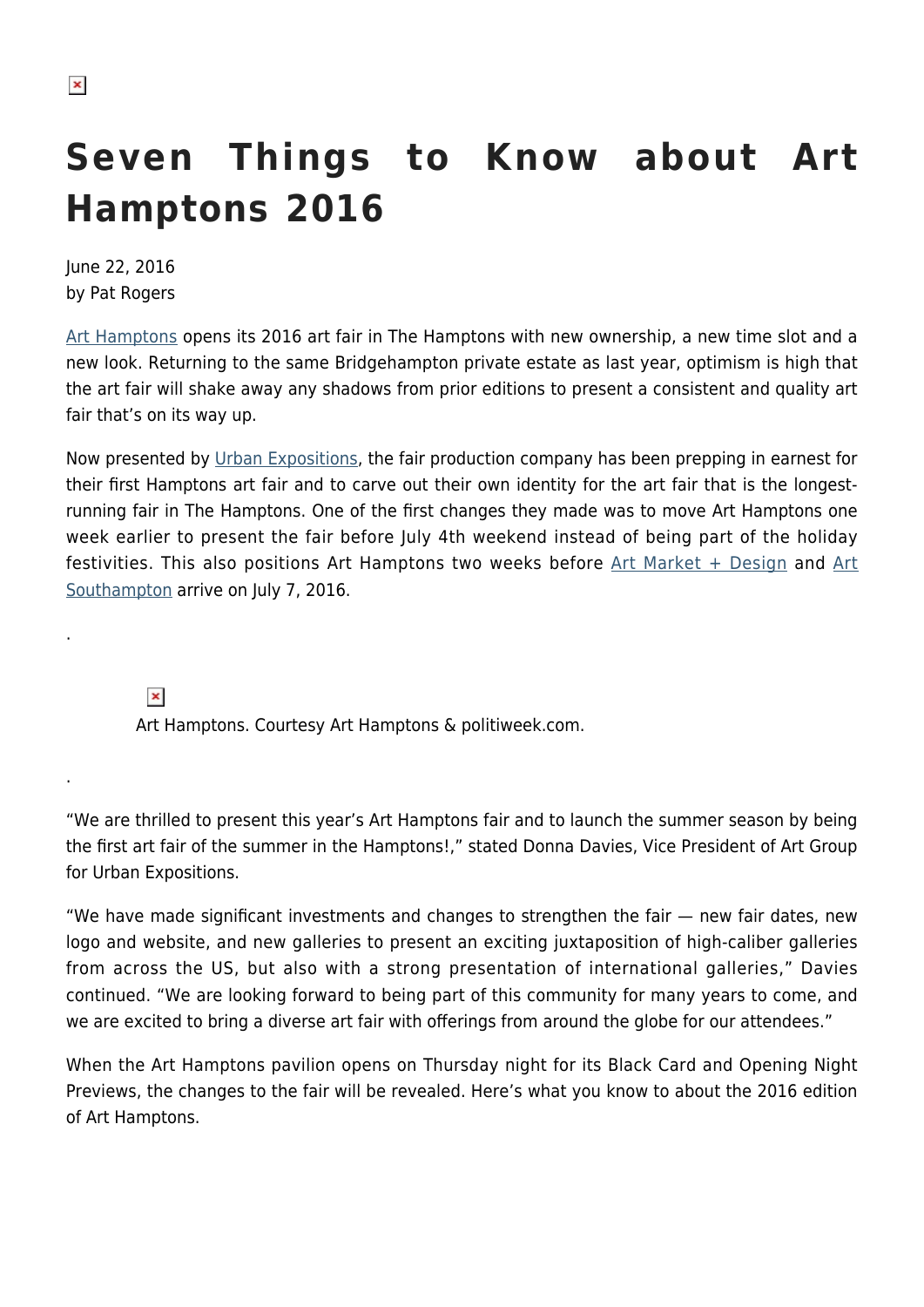# Seven Things to Know about Art Hamptons 2016

June 22, 2016
by Pat Rogers

Art Hamptons opens its 2016 art fair in The Hamptons with new ownership, a new time slot and a new look. Returning to the same Bridgehampton private estate as last year, optimism is high that the art fair will shake away any shadows from prior editions to present a consistent and quality art fair that's on its way up.

Now presented by Urban Expositions, the fair production company has been prepping in earnest for their first Hamptons art fair and to carve out their own identity for the art fair that is the longest-running fair in The Hamptons. One of the first changes they made was to move Art Hamptons one week earlier to present the fair before July 4th weekend instead of being part of the holiday festivities. This also positions Art Hamptons two weeks before Art Market + Design and Art Southampton arrive on July 7, 2016.

.

Art Hamptons. Courtesy Art Hamptons & politiweek.com.

.

"We are thrilled to present this year's Art Hamptons fair and to launch the summer season by being the first art fair of the summer in the Hamptons!," stated Donna Davies, Vice President of Art Group for Urban Expositions.

"We have made significant investments and changes to strengthen the fair — new fair dates, new logo and website, and new galleries to present an exciting juxtaposition of high-caliber galleries from across the US, but also with a strong presentation of international galleries," Davies continued. "We are looking forward to being part of this community for many years to come, and we are excited to bring a diverse art fair with offerings from around the globe for our attendees."

When the Art Hamptons pavilion opens on Thursday night for its Black Card and Opening Night Previews, the changes to the fair will be revealed. Here's what you know to about the 2016 edition of Art Hamptons.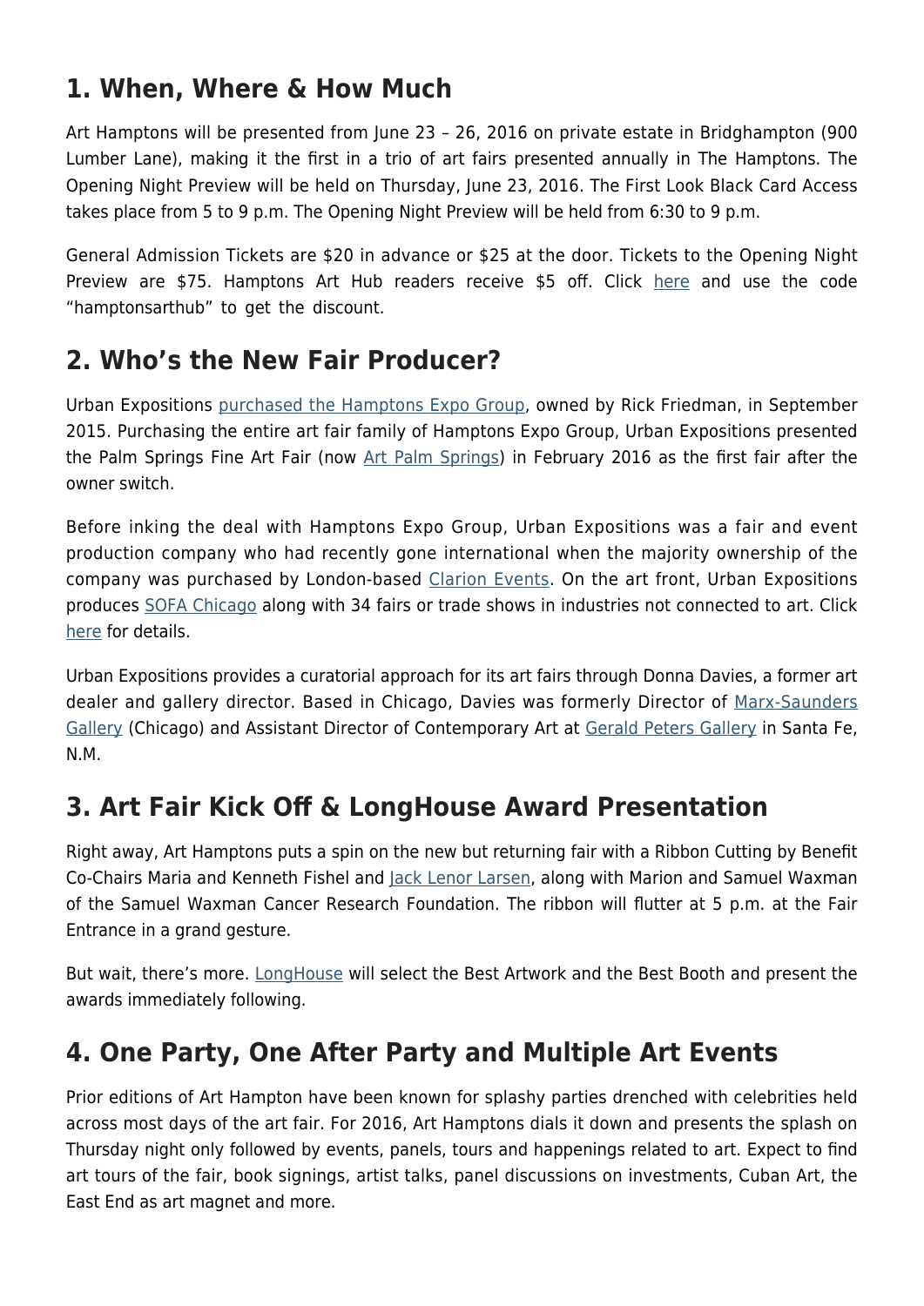## 1. When, Where & How Much

Art Hamptons will be presented from June 23 – 26, 2016 on private estate in Bridghampton (900 Lumber Lane), making it the first in a trio of art fairs presented annually in The Hamptons. The Opening Night Preview will be held on Thursday, June 23, 2016. The First Look Black Card Access takes place from 5 to 9 p.m. The Opening Night Preview will be held from 6:30 to 9 p.m.

General Admission Tickets are $20 in advance or $25 at the door. Tickets to the Opening Night Preview are $75. Hamptons Art Hub readers receive $5 off. Click here and use the code "hamptonsarthub" to get the discount.

## 2. Who's the New Fair Producer?

Urban Expositions purchased the Hamptons Expo Group, owned by Rick Friedman, in September 2015. Purchasing the entire art fair family of Hamptons Expo Group, Urban Expositions presented the Palm Springs Fine Art Fair (now Art Palm Springs) in February 2016 as the first fair after the owner switch.

Before inking the deal with Hamptons Expo Group, Urban Expositions was a fair and event production company who had recently gone international when the majority ownership of the company was purchased by London-based Clarion Events. On the art front, Urban Expositions produces SOFA Chicago along with 34 fairs or trade shows in industries not connected to art. Click here for details.

Urban Expositions provides a curatorial approach for its art fairs through Donna Davies, a former art dealer and gallery director. Based in Chicago, Davies was formerly Director of Marx-Saunders Gallery (Chicago) and Assistant Director of Contemporary Art at Gerald Peters Gallery in Santa Fe, N.M.

## 3. Art Fair Kick Off & LongHouse Award Presentation

Right away, Art Hamptons puts a spin on the new but returning fair with a Ribbon Cutting by Benefit Co-Chairs Maria and Kenneth Fishel and Jack Lenor Larsen, along with Marion and Samuel Waxman of the Samuel Waxman Cancer Research Foundation. The ribbon will flutter at 5 p.m. at the Fair Entrance in a grand gesture.

But wait, there's more. LongHouse will select the Best Artwork and the Best Booth and present the awards immediately following.

## 4. One Party, One After Party and Multiple Art Events

Prior editions of Art Hampton have been known for splashy parties drenched with celebrities held across most days of the art fair. For 2016, Art Hamptons dials it down and presents the splash on Thursday night only followed by events, panels, tours and happenings related to art. Expect to find art tours of the fair, book signings, artist talks, panel discussions on investments, Cuban Art, the East End as art magnet and more.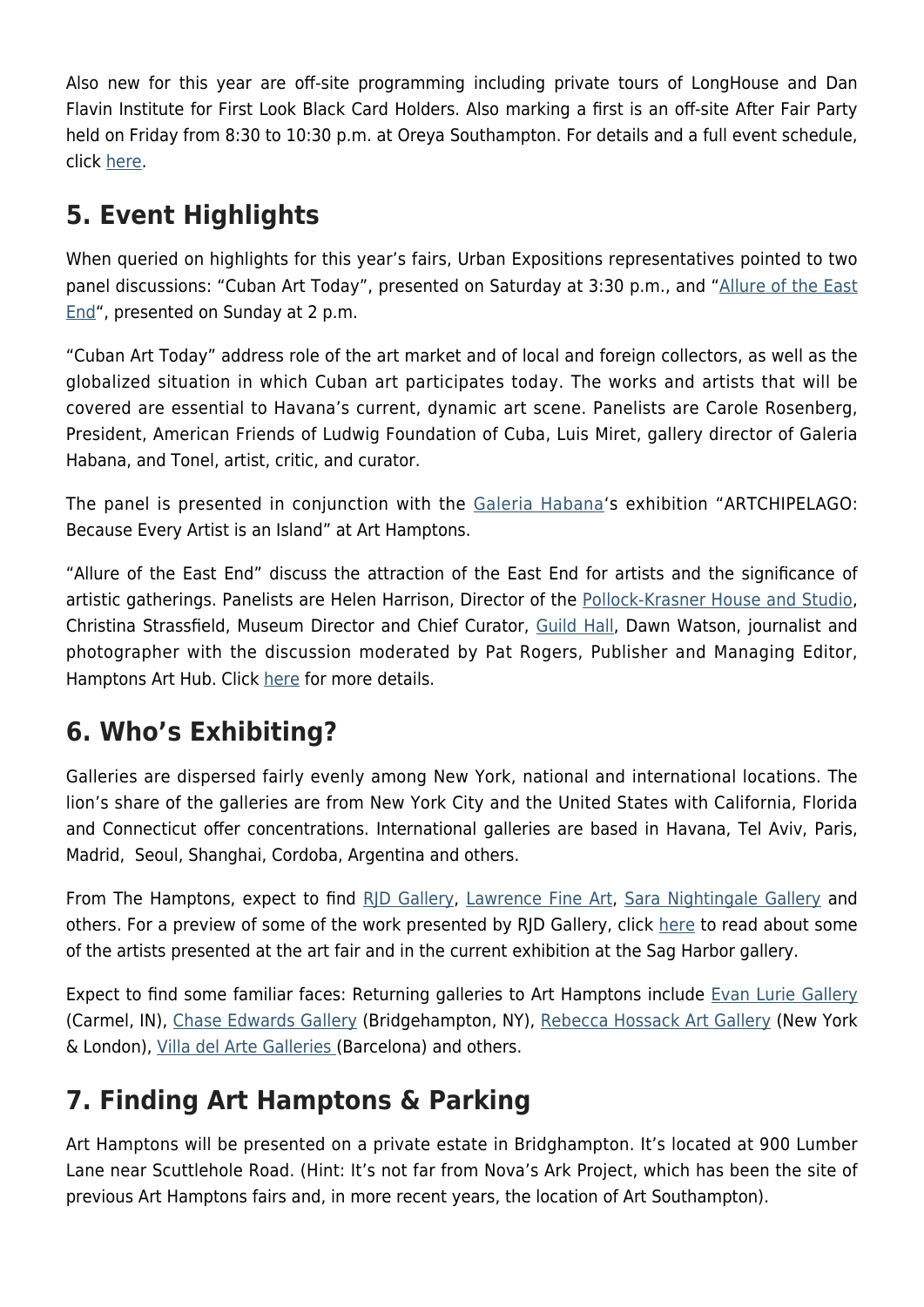Also new for this year are off-site programming including private tours of LongHouse and Dan Flavin Institute for First Look Black Card Holders. Also marking a first is an off-site After Fair Party held on Friday from 8:30 to 10:30 p.m. at Oreya Southampton. For details and a full event schedule, click here.

## 5. Event Highlights

When queried on highlights for this year's fairs, Urban Expositions representatives pointed to two panel discussions: "Cuban Art Today", presented on Saturday at 3:30 p.m., and "Allure of the East End", presented on Sunday at 2 p.m.

"Cuban Art Today" address role of the art market and of local and foreign collectors, as well as the globalized situation in which Cuban art participates today. The works and artists that will be covered are essential to Havana's current, dynamic art scene. Panelists are Carole Rosenberg, President, American Friends of Ludwig Foundation of Cuba, Luis Miret, gallery director of Galeria Habana, and Tonel, artist, critic, and curator.

The panel is presented in conjunction with the Galeria Habana's exhibition "ARTCHIPELAGO: Because Every Artist is an Island" at Art Hamptons.

"Allure of the East End" discuss the attraction of the East End for artists and the significance of artistic gatherings. Panelists are Helen Harrison, Director of the Pollock-Krasner House and Studio, Christina Strassfield, Museum Director and Chief Curator, Guild Hall, Dawn Watson, journalist and photographer with the discussion moderated by Pat Rogers, Publisher and Managing Editor, Hamptons Art Hub. Click here for more details.

## 6. Who's Exhibiting?

Galleries are dispersed fairly evenly among New York, national and international locations. The lion's share of the galleries are from New York City and the United States with California, Florida and Connecticut offer concentrations. International galleries are based in Havana, Tel Aviv, Paris, Madrid, Seoul, Shanghai, Cordoba, Argentina and others.

From The Hamptons, expect to find RJD Gallery, Lawrence Fine Art, Sara Nightingale Gallery and others. For a preview of some of the work presented by RJD Gallery, click here to read about some of the artists presented at the art fair and in the current exhibition at the Sag Harbor gallery.

Expect to find some familiar faces: Returning galleries to Art Hamptons include Evan Lurie Gallery (Carmel, IN), Chase Edwards Gallery (Bridgehampton, NY), Rebecca Hossack Art Gallery (New York & London), Villa del Arte Galleries (Barcelona) and others.

## 7. Finding Art Hamptons & Parking

Art Hamptons will be presented on a private estate in Bridghampton. It's located at 900 Lumber Lane near Scuttlehole Road. (Hint: It's not far from Nova's Ark Project, which has been the site of previous Art Hamptons fairs and, in more recent years, the location of Art Southampton).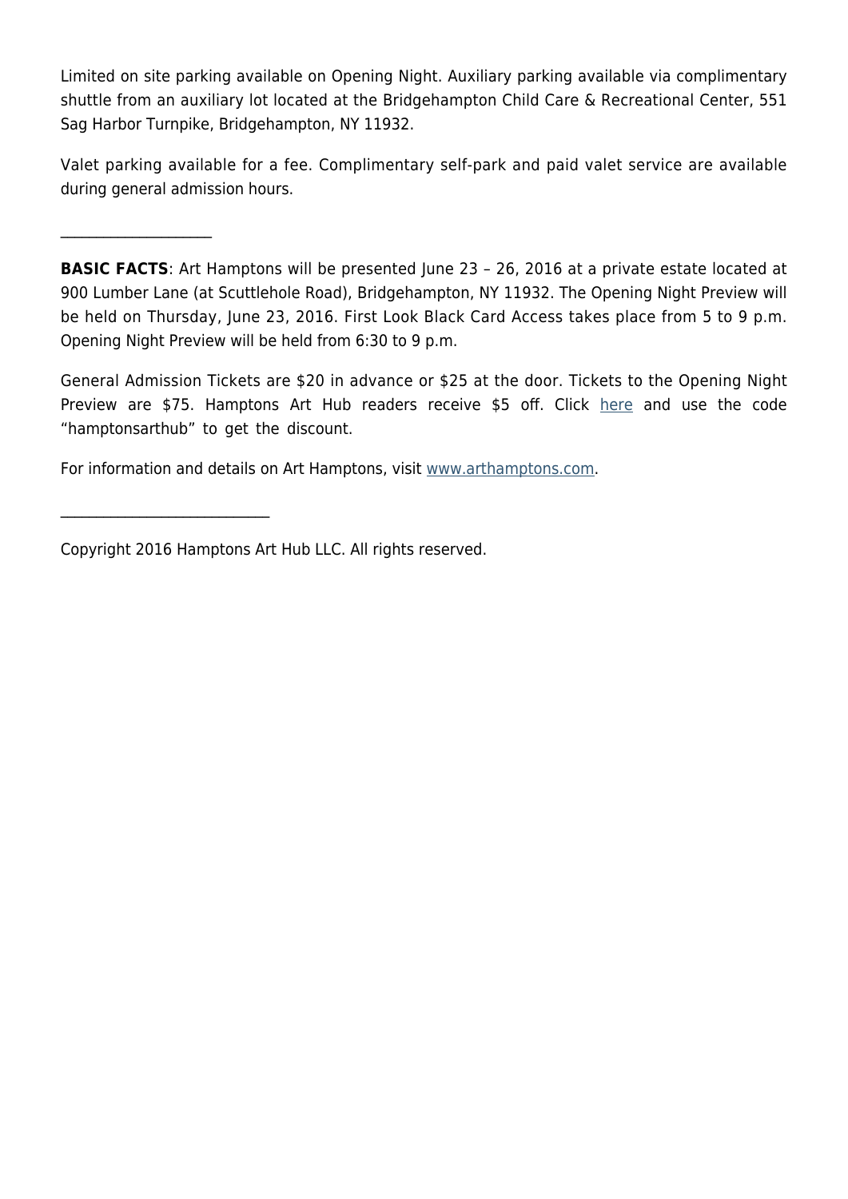Limited on site parking available on Opening Night. Auxiliary parking available via complimentary shuttle from an auxiliary lot located at the Bridgehampton Child Care & Recreational Center, 551 Sag Harbor Turnpike, Bridgehampton, NY 11932.

Valet parking available for a fee. Complimentary self-park and paid valet service are available during general admission hours.

___________________

**BASIC FACTS**: Art Hamptons will be presented June 23 – 26, 2016 at a private estate located at 900 Lumber Lane (at Scuttlehole Road), Bridgehampton, NY 11932. The Opening Night Preview will be held on Thursday, June 23, 2016. First Look Black Card Access takes place from 5 to 9 p.m. Opening Night Preview will be held from 6:30 to 9 p.m.

General Admission Tickets are $20 in advance or $25 at the door. Tickets to the Opening Night Preview are $75. Hamptons Art Hub readers receive $5 off. Click here and use the code "hamptonsarthub" to get the discount.

For information and details on Art Hamptons, visit www.arthamptons.com.

__________________________

Copyright 2016 Hamptons Art Hub LLC. All rights reserved.